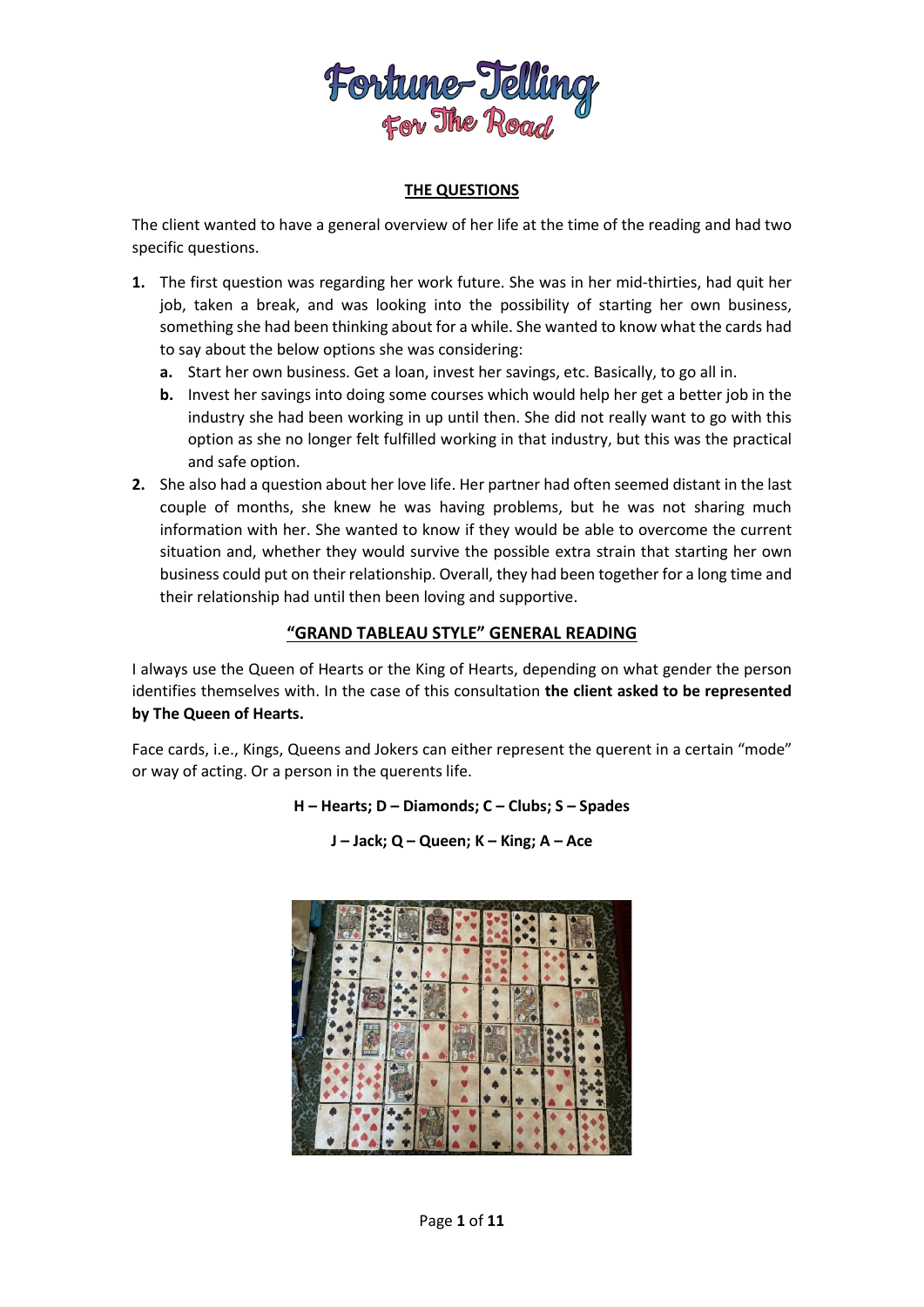# Fortune-Telling For The Road

## THE QUESTIONS

The client wanted to have a general overview of her life at the time of the reading and had two specific questions.

1. The first question was regarding her work future. She was in her mid-thirties, had quit her job, taken a break, and was looking into the possibility of starting her own business, something she had been thinking about for a while. She wanted to know what the cards had to say about the below options she was considering:
   a. Start her own business. Get a loan, invest her savings, etc. Basically, to go all in.
   b. Invest her savings into doing some courses which would help her get a better job in the industry she had been working in up until then. She did not really want to go with this option as she no longer felt fulfilled working in that industry, but this was the practical and safe option.
2. She also had a question about her love life. Her partner had often seemed distant in the last couple of months, she knew he was having problems, but he was not sharing much information with her. She wanted to know if they would be able to overcome the current situation and, whether they would survive the possible extra strain that starting her own business could put on their relationship. Overall, they had been together for a long time and their relationship had until then been loving and supportive.

## "GRAND TABLEAU STYLE" GENERAL READING

I always use the Queen of Hearts or the King of Hearts, depending on what gender the person identifies themselves with. In the case of this consultation **the client asked to be represented by The Queen of Hearts.**

Face cards, i.e., Kings, Queens and Jokers can either represent the querent in a certain "mode" or way of acting. Or a person in the querents life.

**H – Hearts; D – Diamonds; C – Clubs; S – Spades**

**J – Jack; Q – Queen; K – King; A – Ace**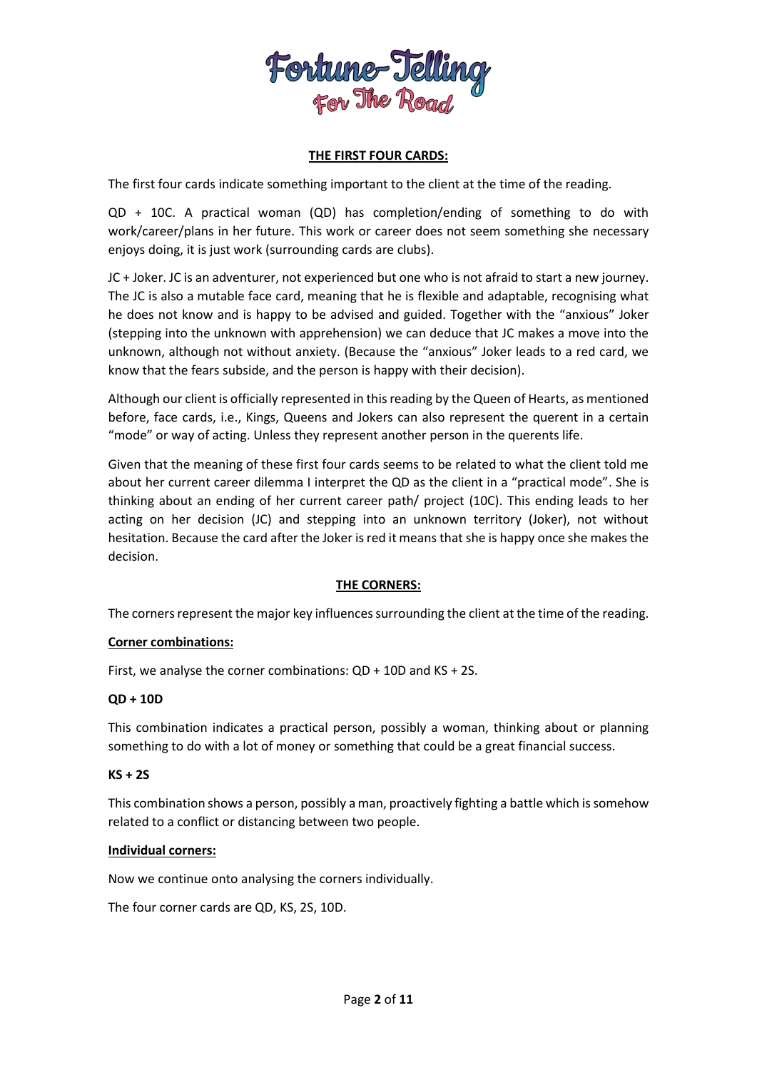## THE FIRST FOUR CARDS:

The first four cards indicate something important to the client at the time of the reading.

QD + 10C. A practical woman (QD) has completion/ending of something to do with work/career/plans in her future. This work or career does not seem something she necessary enjoys doing, it is just work (surrounding cards are clubs).

JC + Joker. JC is an adventurer, not experienced but one who is not afraid to start a new journey. The JC is also a mutable face card, meaning that he is flexible and adaptable, recognising what he does not know and is happy to be advised and guided. Together with the "anxious" Joker (stepping into the unknown with apprehension) we can deduce that JC makes a move into the unknown, although not without anxiety. (Because the "anxious" Joker leads to a red card, we know that the fears subside, and the person is happy with their decision).

Although our client is officially represented in this reading by the Queen of Hearts, as mentioned before, face cards, i.e., Kings, Queens and Jokers can also represent the querent in a certain "mode" or way of acting. Unless they represent another person in the querents life.

Given that the meaning of these first four cards seems to be related to what the client told me about her current career dilemma I interpret the QD as the client in a "practical mode". She is thinking about an ending of her current career path/ project (10C). This ending leads to her acting on her decision (JC) and stepping into an unknown territory (Joker), not without hesitation. Because the card after the Joker is red it means that she is happy once she makes the decision.

## THE CORNERS:

The corners represent the major key influences surrounding the client at the time of the reading.

### Corner combinations:

First, we analyse the corner combinations: QD + 10D and KS + 2S.

#### QD + 10D

This combination indicates a practical person, possibly a woman, thinking about or planning something to do with a lot of money or something that could be a great financial success.

#### KS + 2S

This combination shows a person, possibly a man, proactively fighting a battle which is somehow related to a conflict or distancing between two people.

### Individual corners:

Now we continue onto analysing the corners individually.

The four corner cards are QD, KS, 2S, 10D.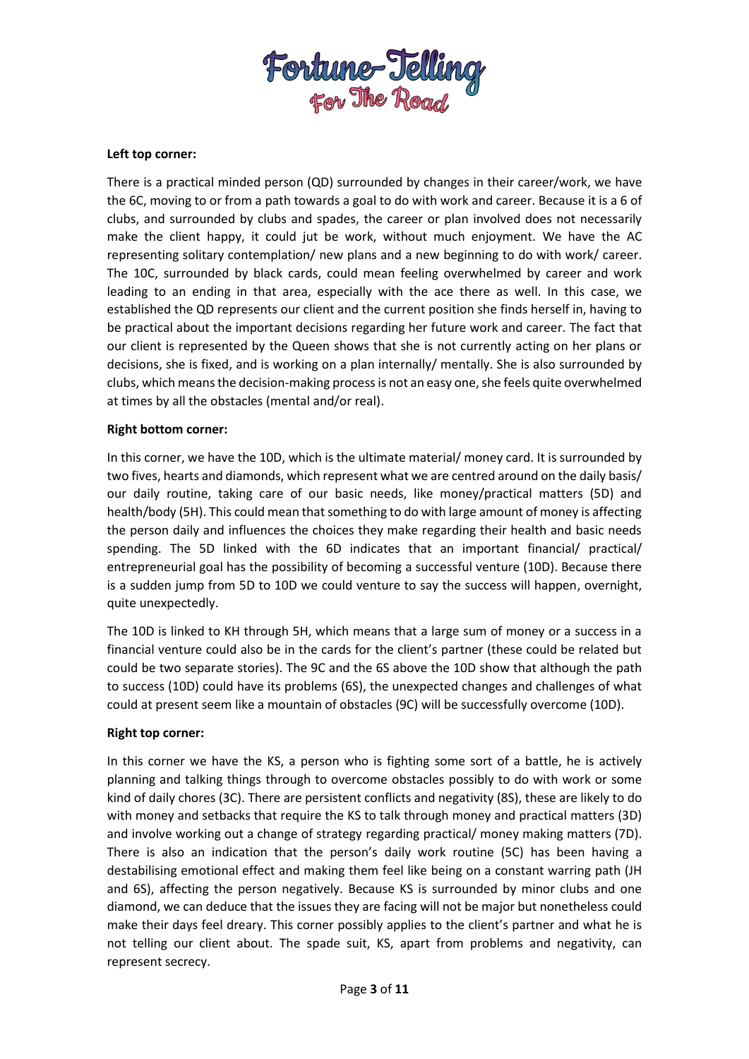**Left top corner:**

There is a practical minded person (QD) surrounded by changes in their career/work, we have the 6C, moving to or from a path towards a goal to do with work and career. Because it is a 6 of clubs, and surrounded by clubs and spades, the career or plan involved does not necessarily make the client happy, it could jut be work, without much enjoyment. We have the AC representing solitary contemplation/ new plans and a new beginning to do with work/ career. The 10C, surrounded by black cards, could mean feeling overwhelmed by career and work leading to an ending in that area, especially with the ace there as well. In this case, we established the QD represents our client and the current position she finds herself in, having to be practical about the important decisions regarding her future work and career. The fact that our client is represented by the Queen shows that she is not currently acting on her plans or decisions, she is fixed, and is working on a plan internally/ mentally. She is also surrounded by clubs, which means the decision-making process is not an easy one, she feels quite overwhelmed at times by all the obstacles (mental and/or real).

**Right bottom corner:**

In this corner, we have the 10D, which is the ultimate material/ money card. It is surrounded by two fives, hearts and diamonds, which represent what we are centred around on the daily basis/ our daily routine, taking care of our basic needs, like money/practical matters (5D) and health/body (5H). This could mean that something to do with large amount of money is affecting the person daily and influences the choices they make regarding their health and basic needs spending. The 5D linked with the 6D indicates that an important financial/ practical/ entrepreneurial goal has the possibility of becoming a successful venture (10D). Because there is a sudden jump from 5D to 10D we could venture to say the success will happen, overnight, quite unexpectedly.

The 10D is linked to KH through 5H, which means that a large sum of money or a success in a financial venture could also be in the cards for the client's partner (these could be related but could be two separate stories). The 9C and the 6S above the 10D show that although the path to success (10D) could have its problems (6S), the unexpected changes and challenges of what could at present seem like a mountain of obstacles (9C) will be successfully overcome (10D).

**Right top corner:**

In this corner we have the KS, a person who is fighting some sort of a battle, he is actively planning and talking things through to overcome obstacles possibly to do with work or some kind of daily chores (3C). There are persistent conflicts and negativity (8S), these are likely to do with money and setbacks that require the KS to talk through money and practical matters (3D) and involve working out a change of strategy regarding practical/ money making matters (7D). There is also an indication that the person's daily work routine (5C) has been having a destabilising emotional effect and making them feel like being on a constant warring path (JH and 6S), affecting the person negatively. Because KS is surrounded by minor clubs and one diamond, we can deduce that the issues they are facing will not be major but nonetheless could make their days feel dreary. This corner possibly applies to the client's partner and what he is not telling our client about. The spade suit, KS, apart from problems and negativity, can represent secrecy.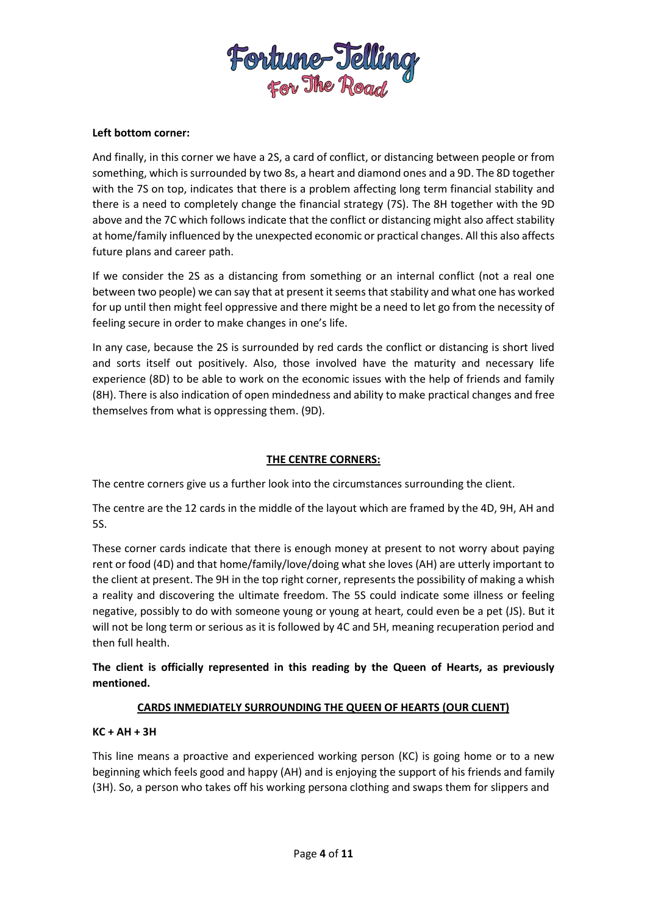**Left bottom corner:**

And finally, in this corner we have a 2S, a card of conflict, or distancing between people or from something, which is surrounded by two 8s, a heart and diamond ones and a 9D. The 8D together with the 7S on top, indicates that there is a problem affecting long term financial stability and there is a need to completely change the financial strategy (7S). The 8H together with the 9D above and the 7C which follows indicate that the conflict or distancing might also affect stability at home/family influenced by the unexpected economic or practical changes. All this also affects future plans and career path.

If we consider the 2S as a distancing from something or an internal conflict (not a real one between two people) we can say that at present it seems that stability and what one has worked for up until then might feel oppressive and there might be a need to let go from the necessity of feeling secure in order to make changes in one's life.

In any case, because the 2S is surrounded by red cards the conflict or distancing is short lived and sorts itself out positively. Also, those involved have the maturity and necessary life experience (8D) to be able to work on the economic issues with the help of friends and family (8H). There is also indication of open mindedness and ability to make practical changes and free themselves from what is oppressing them. (9D).

## THE CENTRE CORNERS:

The centre corners give us a further look into the circumstances surrounding the client.

The centre are the 12 cards in the middle of the layout which are framed by the 4D, 9H, AH and 5S.

These corner cards indicate that there is enough money at present to not worry about paying rent or food (4D) and that home/family/love/doing what she loves (AH) are utterly important to the client at present. The 9H in the top right corner, represents the possibility of making a whish a reality and discovering the ultimate freedom. The 5S could indicate some illness or feeling negative, possibly to do with someone young or young at heart, could even be a pet (JS). But it will not be long term or serious as it is followed by 4C and 5H, meaning recuperation period and then full health.

**The client is officially represented in this reading by the Queen of Hearts, as previously mentioned.**

### CARDS INMEDIATELY SURROUNDING THE QUEEN OF HEARTS (OUR CLIENT)

**KC + AH + 3H**

This line means a proactive and experienced working person (KC) is going home or to a new beginning which feels good and happy (AH) and is enjoying the support of his friends and family (3H). So, a person who takes off his working persona clothing and swaps them for slippers and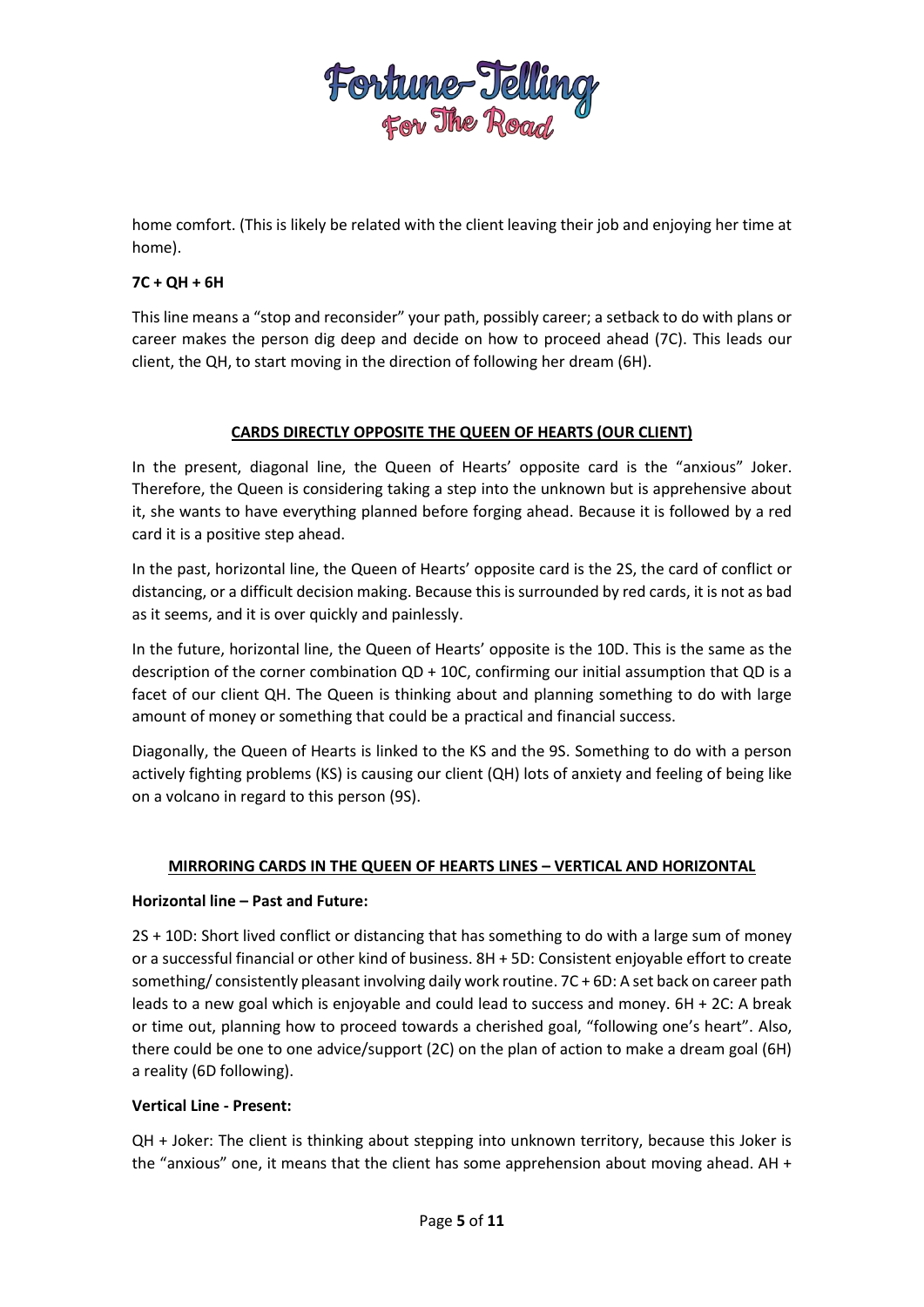home comfort. (This is likely be related with the client leaving their job and enjoying her time at home).

**7C + QH + 6H**

This line means a "stop and reconsider" your path, possibly career; a setback to do with plans or career makes the person dig deep and decide on how to proceed ahead (7C). This leads our client, the QH, to start moving in the direction of following her dream (6H).

## CARDS DIRECTLY OPPOSITE THE QUEEN OF HEARTS (OUR CLIENT)

In the present, diagonal line, the Queen of Hearts' opposite card is the "anxious" Joker. Therefore, the Queen is considering taking a step into the unknown but is apprehensive about it, she wants to have everything planned before forging ahead. Because it is followed by a red card it is a positive step ahead.

In the past, horizontal line, the Queen of Hearts' opposite card is the 2S, the card of conflict or distancing, or a difficult decision making. Because this is surrounded by red cards, it is not as bad as it seems, and it is over quickly and painlessly.

In the future, horizontal line, the Queen of Hearts' opposite is the 10D. This is the same as the description of the corner combination QD + 10C, confirming our initial assumption that QD is a facet of our client QH. The Queen is thinking about and planning something to do with large amount of money or something that could be a practical and financial success.

Diagonally, the Queen of Hearts is linked to the KS and the 9S. Something to do with a person actively fighting problems (KS) is causing our client (QH) lots of anxiety and feeling of being like on a volcano in regard to this person (9S).

## MIRRORING CARDS IN THE QUEEN OF HEARTS LINES – VERTICAL AND HORIZONTAL

**Horizontal line – Past and Future:**

2S + 10D: Short lived conflict or distancing that has something to do with a large sum of money or a successful financial or other kind of business. 8H + 5D: Consistent enjoyable effort to create something/ consistently pleasant involving daily work routine. 7C + 6D: A set back on career path leads to a new goal which is enjoyable and could lead to success and money. 6H + 2C: A break or time out, planning how to proceed towards a cherished goal, "following one's heart". Also, there could be one to one advice/support (2C) on the plan of action to make a dream goal (6H) a reality (6D following).

**Vertical Line - Present:**

QH + Joker: The client is thinking about stepping into unknown territory, because this Joker is the "anxious" one, it means that the client has some apprehension about moving ahead. AH +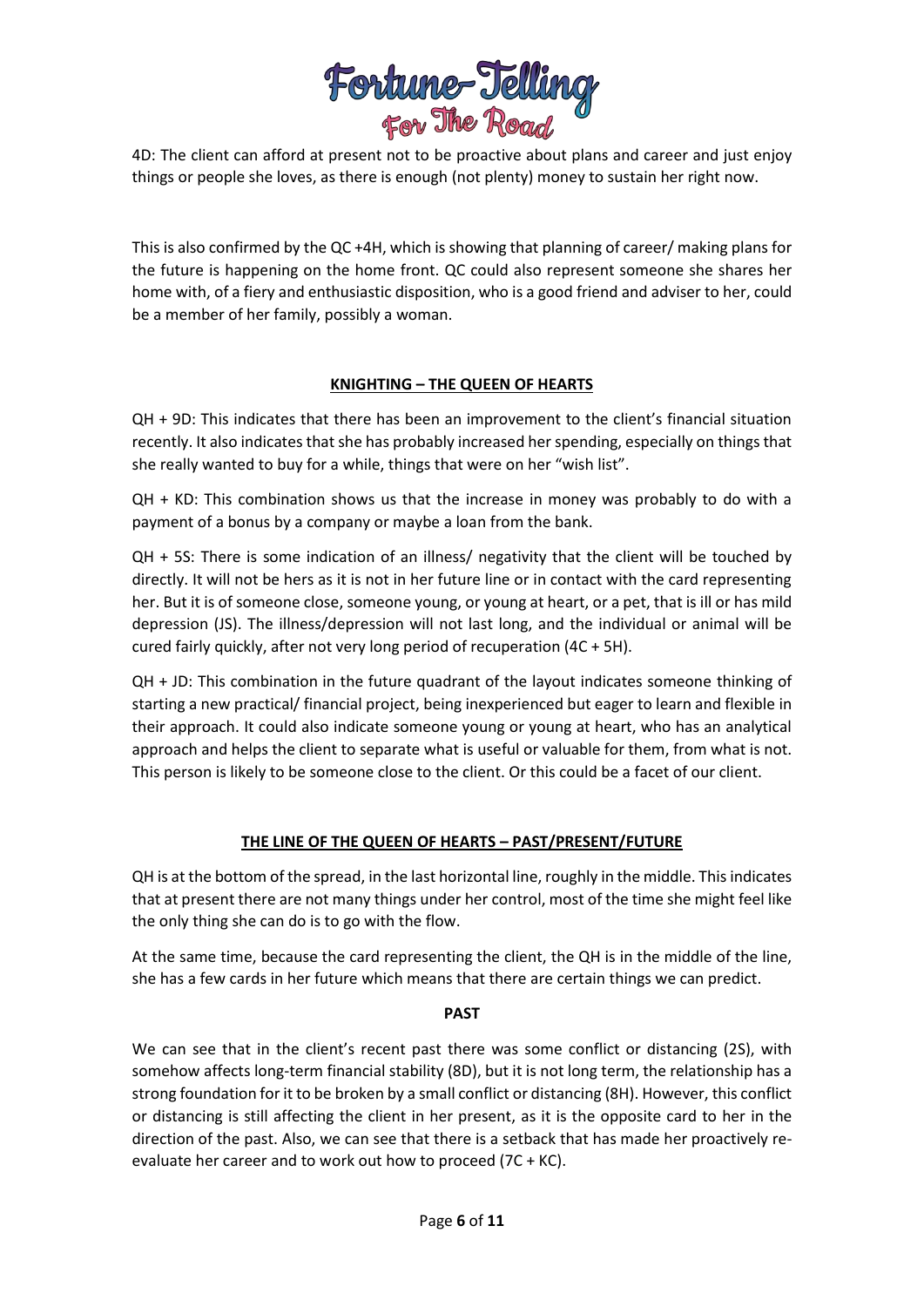4D: The client can afford at present not to be proactive about plans and career and just enjoy things or people she loves, as there is enough (not plenty) money to sustain her right now.

This is also confirmed by the QC +4H, which is showing that planning of career/ making plans for the future is happening on the home front. QC could also represent someone she shares her home with, of a fiery and enthusiastic disposition, who is a good friend and adviser to her, could be a member of her family, possibly a woman.

## KNIGHTING – THE QUEEN OF HEARTS

QH + 9D: This indicates that there has been an improvement to the client's financial situation recently. It also indicates that she has probably increased her spending, especially on things that she really wanted to buy for a while, things that were on her "wish list".

QH + KD: This combination shows us that the increase in money was probably to do with a payment of a bonus by a company or maybe a loan from the bank.

QH + 5S: There is some indication of an illness/ negativity that the client will be touched by directly. It will not be hers as it is not in her future line or in contact with the card representing her. But it is of someone close, someone young, or young at heart, or a pet, that is ill or has mild depression (JS). The illness/depression will not last long, and the individual or animal will be cured fairly quickly, after not very long period of recuperation (4C + 5H).

QH + JD: This combination in the future quadrant of the layout indicates someone thinking of starting a new practical/ financial project, being inexperienced but eager to learn and flexible in their approach. It could also indicate someone young or young at heart, who has an analytical approach and helps the client to separate what is useful or valuable for them, from what is not. This person is likely to be someone close to the client. Or this could be a facet of our client.

## THE LINE OF THE QUEEN OF HEARTS – PAST/PRESENT/FUTURE

QH is at the bottom of the spread, in the last horizontal line, roughly in the middle. This indicates that at present there are not many things under her control, most of the time she might feel like the only thing she can do is to go with the flow.

At the same time, because the card representing the client, the QH is in the middle of the line, she has a few cards in her future which means that there are certain things we can predict.

### PAST

We can see that in the client's recent past there was some conflict or distancing (2S), with somehow affects long-term financial stability (8D), but it is not long term, the relationship has a strong foundation for it to be broken by a small conflict or distancing (8H). However, this conflict or distancing is still affecting the client in her present, as it is the opposite card to her in the direction of the past. Also, we can see that there is a setback that has made her proactively re-evaluate her career and to work out how to proceed (7C + KC).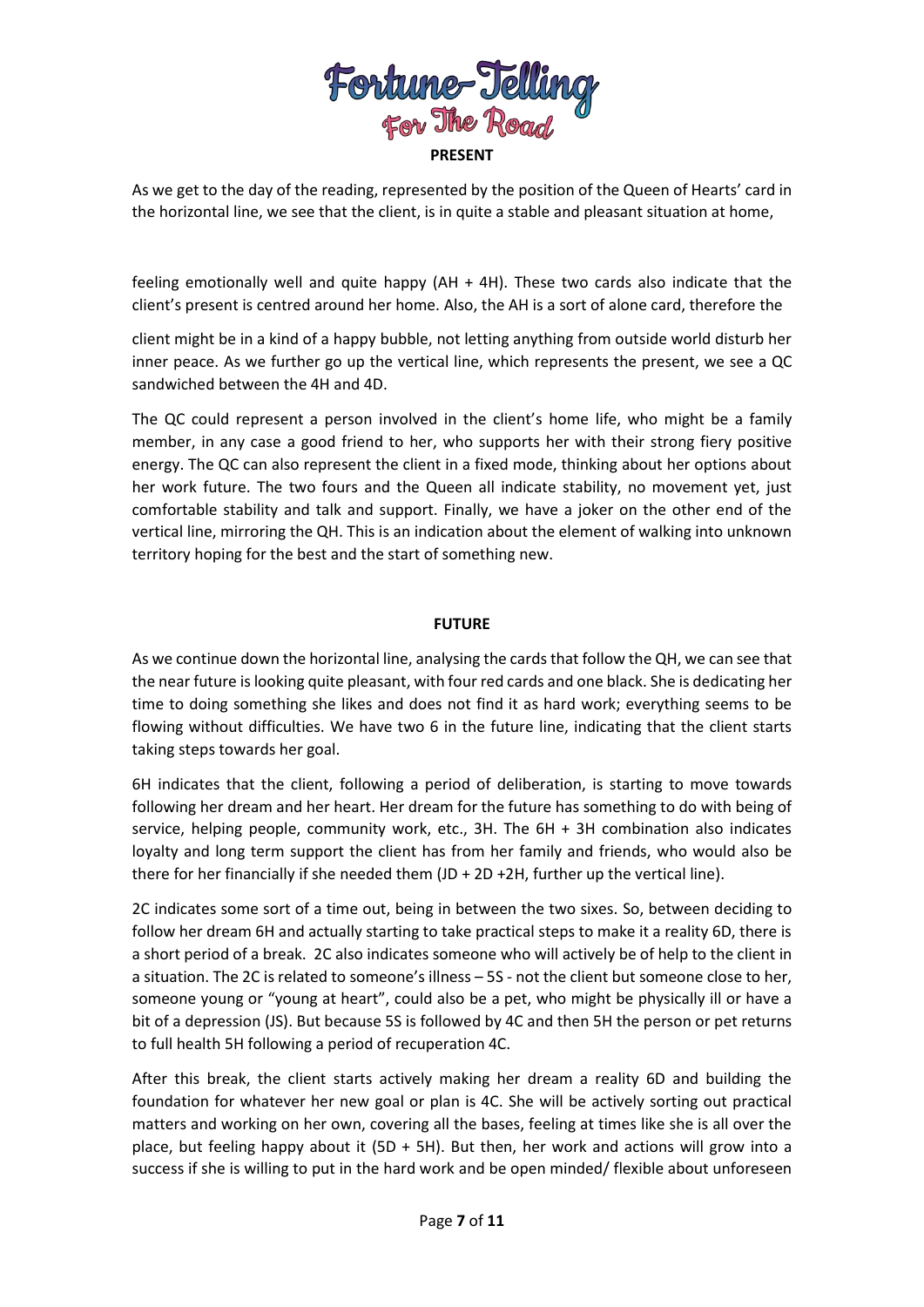## PRESENT

As we get to the day of the reading, represented by the position of the Queen of Hearts' card in the horizontal line, we see that the client, is in quite a stable and pleasant situation at home,

feeling emotionally well and quite happy (AH + 4H). These two cards also indicate that the client's present is centred around her home. Also, the AH is a sort of alone card, therefore the

client might be in a kind of a happy bubble, not letting anything from outside world disturb her inner peace. As we further go up the vertical line, which represents the present, we see a QC sandwiched between the 4H and 4D.

The QC could represent a person involved in the client's home life, who might be a family member, in any case a good friend to her, who supports her with their strong fiery positive energy. The QC can also represent the client in a fixed mode, thinking about her options about her work future. The two fours and the Queen all indicate stability, no movement yet, just comfortable stability and talk and support. Finally, we have a joker on the other end of the vertical line, mirroring the QH. This is an indication about the element of walking into unknown territory hoping for the best and the start of something new.

## FUTURE

As we continue down the horizontal line, analysing the cards that follow the QH, we can see that the near future is looking quite pleasant, with four red cards and one black. She is dedicating her time to doing something she likes and does not find it as hard work; everything seems to be flowing without difficulties. We have two 6 in the future line, indicating that the client starts taking steps towards her goal.

6H indicates that the client, following a period of deliberation, is starting to move towards following her dream and her heart. Her dream for the future has something to do with being of service, helping people, community work, etc., 3H. The 6H + 3H combination also indicates loyalty and long term support the client has from her family and friends, who would also be there for her financially if she needed them (JD + 2D +2H, further up the vertical line).

2C indicates some sort of a time out, being in between the two sixes. So, between deciding to follow her dream 6H and actually starting to take practical steps to make it a reality 6D, there is a short period of a break. 2C also indicates someone who will actively be of help to the client in a situation. The 2C is related to someone's illness – 5S - not the client but someone close to her, someone young or "young at heart", could also be a pet, who might be physically ill or have a bit of a depression (JS). But because 5S is followed by 4C and then 5H the person or pet returns to full health 5H following a period of recuperation 4C.

After this break, the client starts actively making her dream a reality 6D and building the foundation for whatever her new goal or plan is 4C. She will be actively sorting out practical matters and working on her own, covering all the bases, feeling at times like she is all over the place, but feeling happy about it (5D + 5H). But then, her work and actions will grow into a success if she is willing to put in the hard work and be open minded/ flexible about unforeseen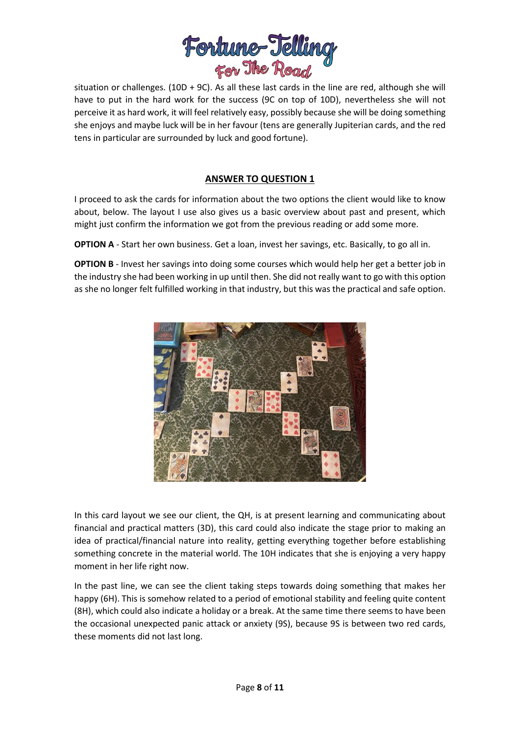situation or challenges. (10D + 9C). As all these last cards in the line are red, although she will have to put in the hard work for the success (9C on top of 10D), nevertheless she will not perceive it as hard work, it will feel relatively easy, possibly because she will be doing something she enjoys and maybe luck will be in her favour (tens are generally Jupiterian cards, and the red tens in particular are surrounded by luck and good fortune).

## ANSWER TO QUESTION 1

I proceed to ask the cards for information about the two options the client would like to know about, below. The layout I use also gives us a basic overview about past and present, which might just confirm the information we got from the previous reading or add some more.

**OPTION A** - Start her own business. Get a loan, invest her savings, etc. Basically, to go all in.

**OPTION B** - Invest her savings into doing some courses which would help her get a better job in the industry she had been working in up until then. She did not really want to go with this option as she no longer felt fulfilled working in that industry, but this was the practical and safe option.

In this card layout we see our client, the QH, is at present learning and communicating about financial and practical matters (3D), this card could also indicate the stage prior to making an idea of practical/financial nature into reality, getting everything together before establishing something concrete in the material world. The 10H indicates that she is enjoying a very happy moment in her life right now.

In the past line, we can see the client taking steps towards doing something that makes her happy (6H). This is somehow related to a period of emotional stability and feeling quite content (8H), which could also indicate a holiday or a break. At the same time there seems to have been the occasional unexpected panic attack or anxiety (9S), because 9S is between two red cards, these moments did not last long.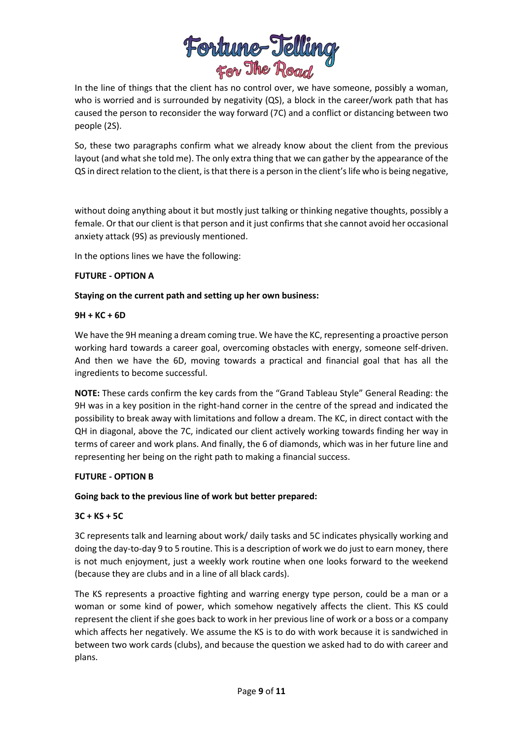In the line of things that the client has no control over, we have someone, possibly a woman, who is worried and is surrounded by negativity (QS), a block in the career/work path that has caused the person to reconsider the way forward (7C) and a conflict or distancing between two people (2S).

So, these two paragraphs confirm what we already know about the client from the previous layout (and what she told me). The only extra thing that we can gather by the appearance of the QS in direct relation to the client, is that there is a person in the client's life who is being negative, without doing anything about it but mostly just talking or thinking negative thoughts, possibly a female. Or that our client is that person and it just confirms that she cannot avoid her occasional anxiety attack (9S) as previously mentioned.

In the options lines we have the following:

**FUTURE - OPTION A**

**Staying on the current path and setting up her own business:**

**9H + KC + 6D**

We have the 9H meaning a dream coming true. We have the KC, representing a proactive person working hard towards a career goal, overcoming obstacles with energy, someone self-driven. And then we have the 6D, moving towards a practical and financial goal that has all the ingredients to become successful.

**NOTE:** These cards confirm the key cards from the "Grand Tableau Style" General Reading: the 9H was in a key position in the right-hand corner in the centre of the spread and indicated the possibility to break away with limitations and follow a dream. The KC, in direct contact with the QH in diagonal, above the 7C, indicated our client actively working towards finding her way in terms of career and work plans. And finally, the 6 of diamonds, which was in her future line and representing her being on the right path to making a financial success.

**FUTURE - OPTION B**

**Going back to the previous line of work but better prepared:**

**3C + KS + 5C**

3C represents talk and learning about work/ daily tasks and 5C indicates physically working and doing the day-to-day 9 to 5 routine. This is a description of work we do just to earn money, there is not much enjoyment, just a weekly work routine when one looks forward to the weekend (because they are clubs and in a line of all black cards).

The KS represents a proactive fighting and warring energy type person, could be a man or a woman or some kind of power, which somehow negatively affects the client. This KS could represent the client if she goes back to work in her previous line of work or a boss or a company which affects her negatively. We assume the KS is to do with work because it is sandwiched in between two work cards (clubs), and because the question we asked had to do with career and plans.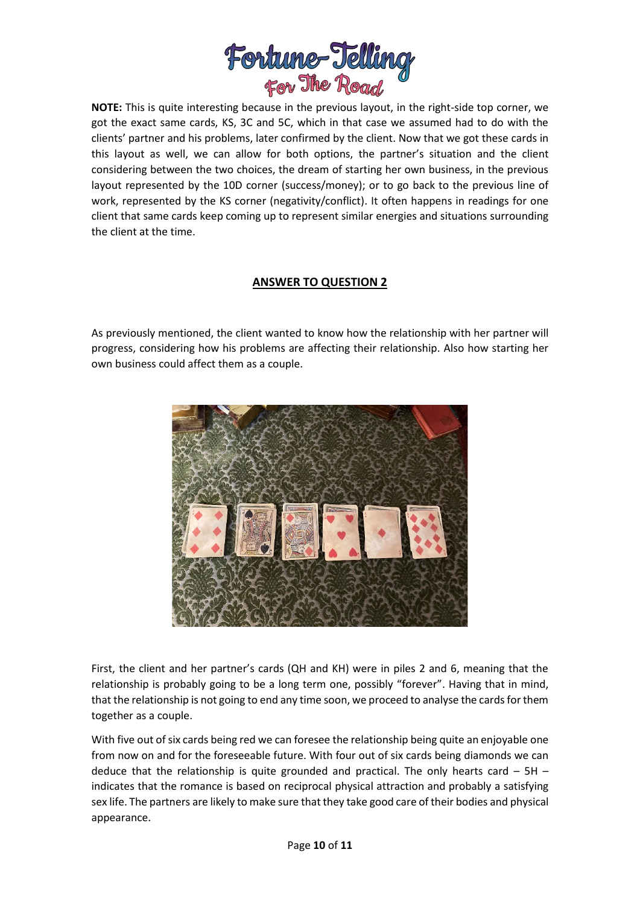**NOTE:** This is quite interesting because in the previous layout, in the right-side top corner, we got the exact same cards, KS, 3C and 5C, which in that case we assumed had to do with the clients' partner and his problems, later confirmed by the client. Now that we got these cards in this layout as well, we can allow for both options, the partner's situation and the client considering between the two choices, the dream of starting her own business, in the previous layout represented by the 10D corner (success/money); or to go back to the previous line of work, represented by the KS corner (negativity/conflict). It often happens in readings for one client that same cards keep coming up to represent similar energies and situations surrounding the client at the time.

## ANSWER TO QUESTION 2

As previously mentioned, the client wanted to know how the relationship with her partner will progress, considering how his problems are affecting their relationship. Also how starting her own business could affect them as a couple.

First, the client and her partner's cards (QH and KH) were in piles 2 and 6, meaning that the relationship is probably going to be a long term one, possibly "forever". Having that in mind, that the relationship is not going to end any time soon, we proceed to analyse the cards for them together as a couple.

With five out of six cards being red we can foresee the relationship being quite an enjoyable one from now on and for the foreseeable future. With four out of six cards being diamonds we can deduce that the relationship is quite grounded and practical. The only hearts card – 5H – indicates that the romance is based on reciprocal physical attraction and probably a satisfying sex life. The partners are likely to make sure that they take good care of their bodies and physical appearance.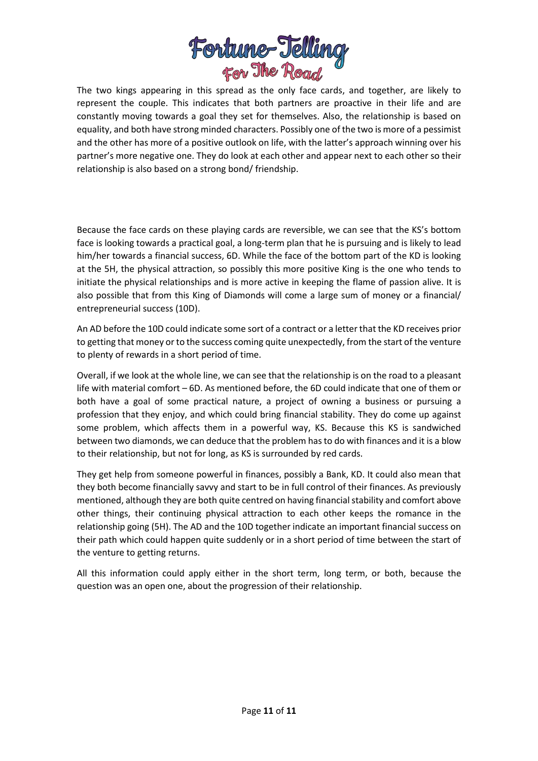The two kings appearing in this spread as the only face cards, and together, are likely to represent the couple. This indicates that both partners are proactive in their life and are constantly moving towards a goal they set for themselves. Also, the relationship is based on equality, and both have strong minded characters. Possibly one of the two is more of a pessimist and the other has more of a positive outlook on life, with the latter's approach winning over his partner's more negative one. They do look at each other and appear next to each other so their relationship is also based on a strong bond/ friendship.

Because the face cards on these playing cards are reversible, we can see that the KS's bottom face is looking towards a practical goal, a long-term plan that he is pursuing and is likely to lead him/her towards a financial success, 6D. While the face of the bottom part of the KD is looking at the 5H, the physical attraction, so possibly this more positive King is the one who tends to initiate the physical relationships and is more active in keeping the flame of passion alive. It is also possible that from this King of Diamonds will come a large sum of money or a financial/ entrepreneurial success (10D).

An AD before the 10D could indicate some sort of a contract or a letter that the KD receives prior to getting that money or to the success coming quite unexpectedly, from the start of the venture to plenty of rewards in a short period of time.

Overall, if we look at the whole line, we can see that the relationship is on the road to a pleasant life with material comfort – 6D. As mentioned before, the 6D could indicate that one of them or both have a goal of some practical nature, a project of owning a business or pursuing a profession that they enjoy, and which could bring financial stability. They do come up against some problem, which affects them in a powerful way, KS. Because this KS is sandwiched between two diamonds, we can deduce that the problem has to do with finances and it is a blow to their relationship, but not for long, as KS is surrounded by red cards.

They get help from someone powerful in finances, possibly a Bank, KD. It could also mean that they both become financially savvy and start to be in full control of their finances. As previously mentioned, although they are both quite centred on having financial stability and comfort above other things, their continuing physical attraction to each other keeps the romance in the relationship going (5H). The AD and the 10D together indicate an important financial success on their path which could happen quite suddenly or in a short period of time between the start of the venture to getting returns.

All this information could apply either in the short term, long term, or both, because the question was an open one, about the progression of their relationship.